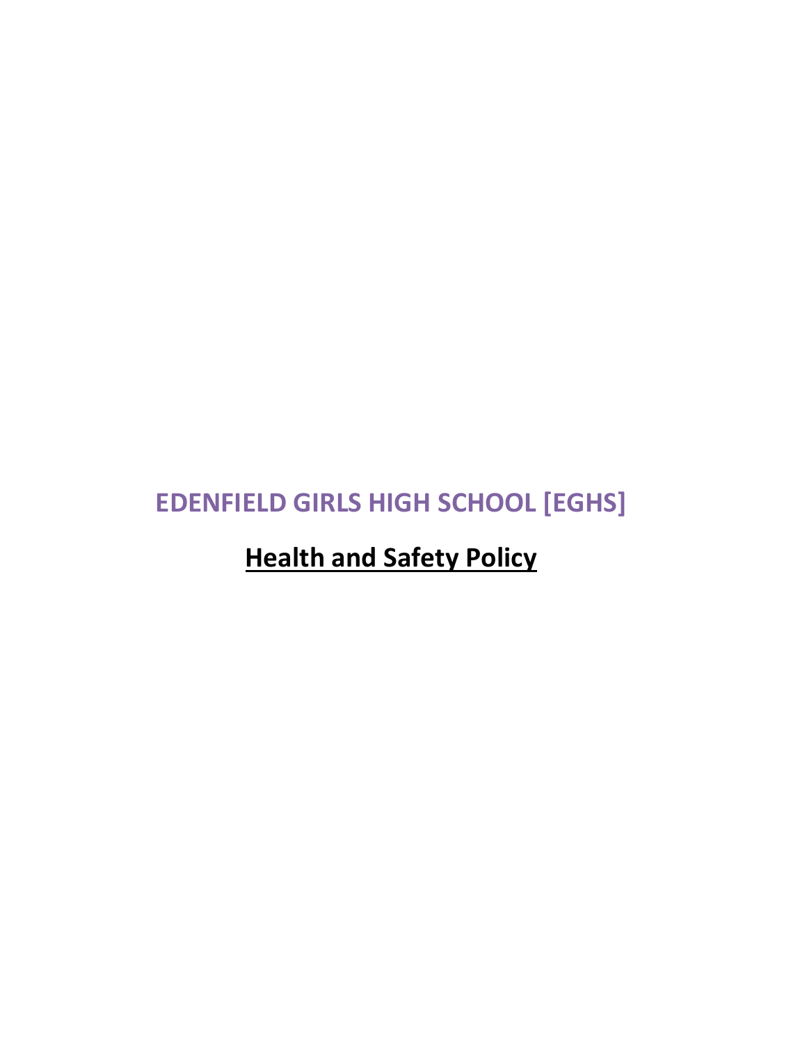# EDENFIELD GIRLS HIGH SCHOOL [EGHS]

## Health and Safety Policy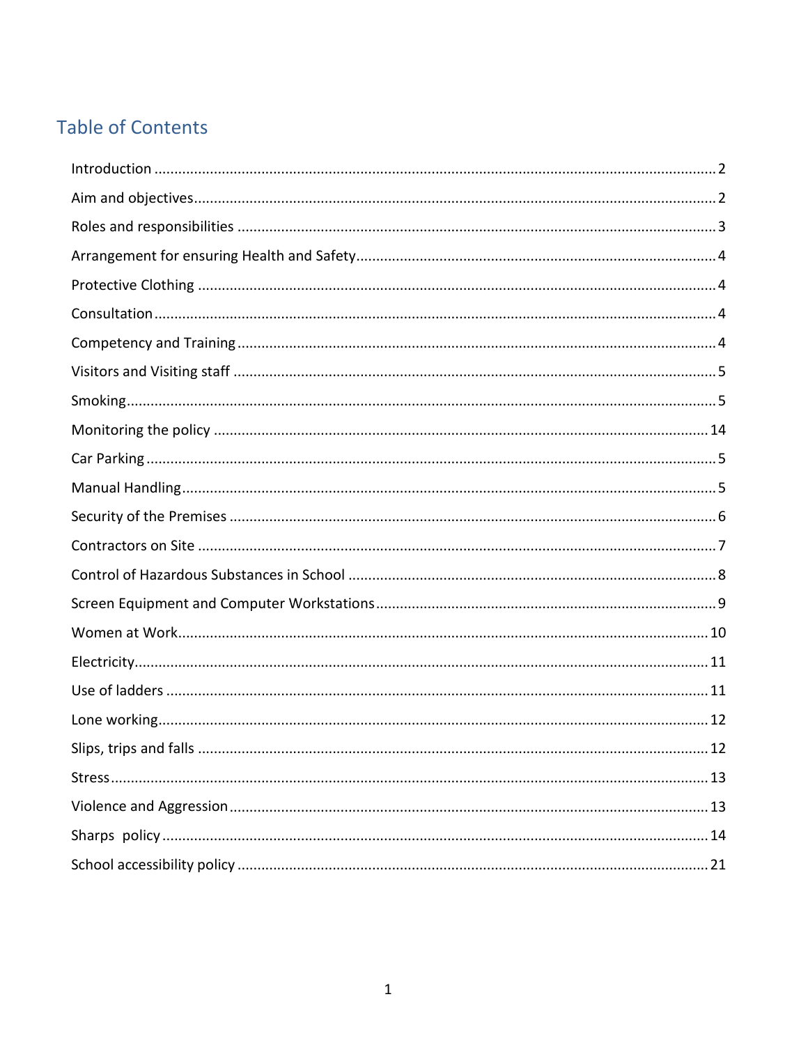# Table of Contents

Introduction ............................................................................................................................. 2

Aim and objectives.................................................................................................................... 2

Roles and responsibilities ......................................................................................................... 3

Arrangement for ensuring Health and Safety............................................................................ 4

Protective Clothing ................................................................................................................... 4

Consultation ............................................................................................................................. 4

Competency and Training ......................................................................................................... 4

Visitors and Visiting staff .......................................................................................................... 5

Smoking .................................................................................................................................... 5

Monitoring the policy ............................................................................................................. 14

Car Parking ............................................................................................................................... 5

Manual Handling ...................................................................................................................... 5

Security of the Premises ........................................................................................................... 6

Contractors on Site ................................................................................................................... 7

Control of Hazardous Substances in School .............................................................................. 8

Screen Equipment and Computer Workstations ........................................................................ 9

Women at Work ...................................................................................................................... 10

Electricity ................................................................................................................................ 11

Use of ladders ......................................................................................................................... 11

Lone working ........................................................................................................................... 12

Slips, trips and falls ................................................................................................................. 12

Stress ...................................................................................................................................... 13

Violence and Aggression ......................................................................................................... 13

Sharps policy .......................................................................................................................... 14

School accessibility policy ....................................................................................................... 21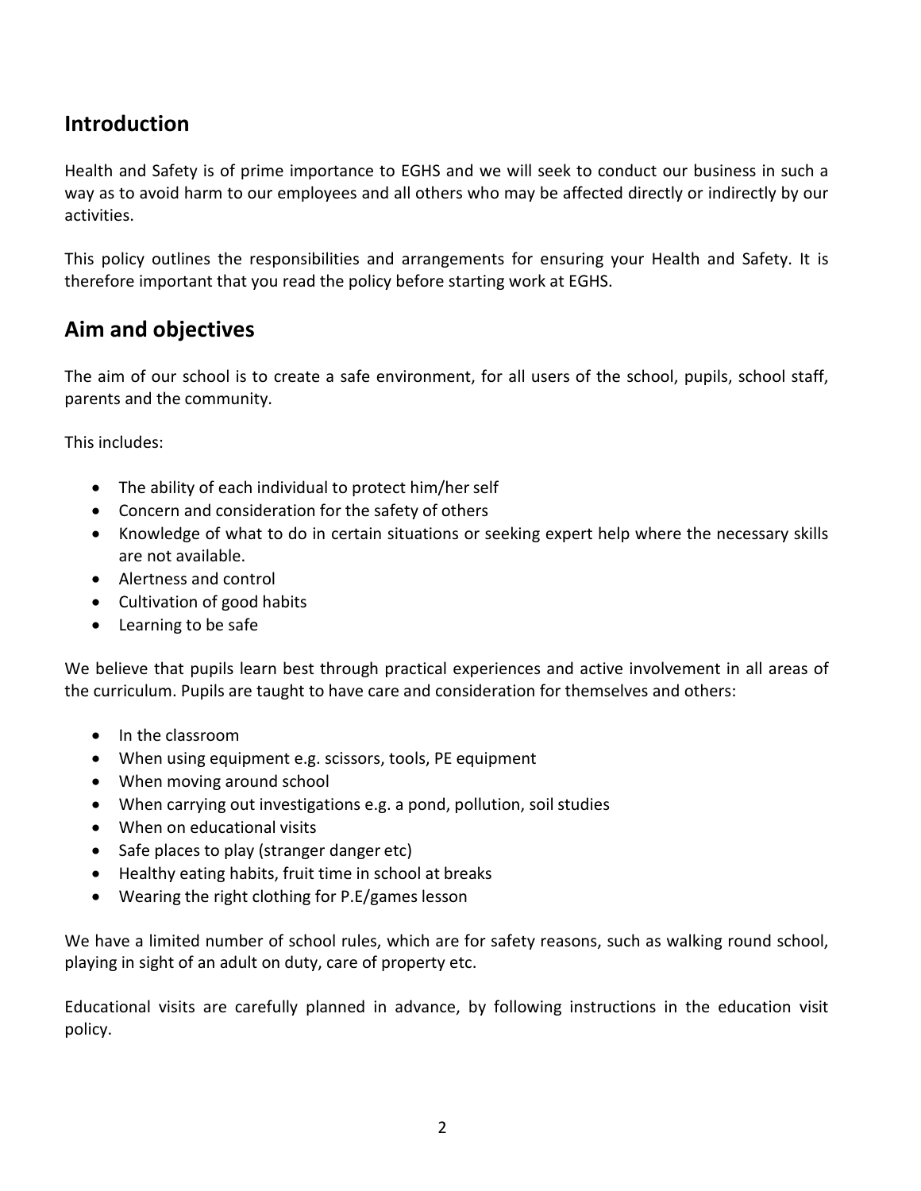## Introduction

Health and Safety is of prime importance to EGHS and we will seek to conduct our business in such a way as to avoid harm to our employees and all others who may be affected directly or indirectly by our activities.

This policy outlines the responsibilities and arrangements for ensuring your Health and Safety. It is therefore important that you read the policy before starting work at EGHS.

## Aim and objectives

The aim of our school is to create a safe environment, for all users of the school, pupils, school staff, parents and the community.

This includes:

- The ability of each individual to protect him/her self
- Concern and consideration for the safety of others
- Knowledge of what to do in certain situations or seeking expert help where the necessary skills are not available.
- Alertness and control
- Cultivation of good habits
- Learning to be safe

We believe that pupils learn best through practical experiences and active involvement in all areas of the curriculum. Pupils are taught to have care and consideration for themselves and others:

- In the classroom
- When using equipment e.g. scissors, tools, PE equipment
- When moving around school
- When carrying out investigations e.g. a pond, pollution, soil studies
- When on educational visits
- Safe places to play (stranger danger etc)
- Healthy eating habits, fruit time in school at breaks
- Wearing the right clothing for P.E/games lesson

We have a limited number of school rules, which are for safety reasons, such as walking round school, playing in sight of an adult on duty, care of property etc.

Educational visits are carefully planned in advance, by following instructions in the education visit policy.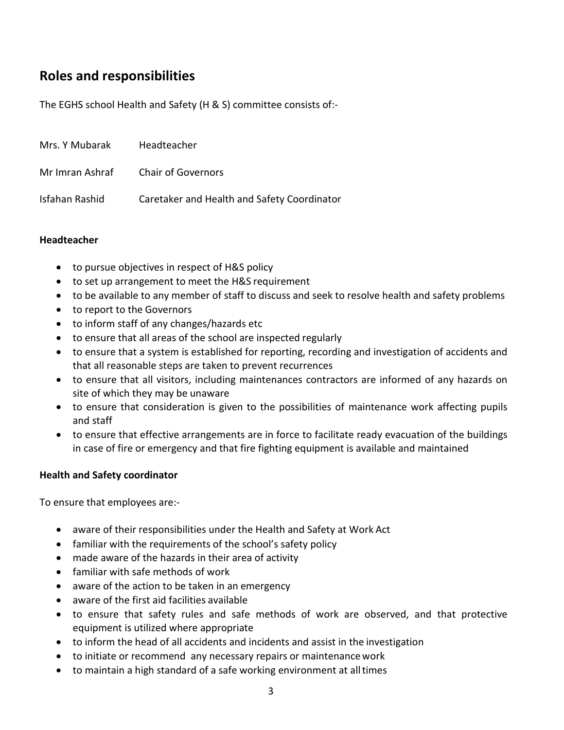## Roles and responsibilities

The EGHS school Health and Safety (H & S) committee consists of:-

| | |
|---|---|
| Mrs. Y Mubarak | Headteacher |
| Mr Imran Ashraf | Chair of Governors |
| Isfahan Rashid | Caretaker and Health and Safety Coordinator |

**Headteacher**

- to pursue objectives in respect of H&S policy
- to set up arrangement to meet the H&S requirement
- to be available to any member of staff to discuss and seek to resolve health and safety problems
- to report to the Governors
- to inform staff of any changes/hazards etc
- to ensure that all areas of the school are inspected regularly
- to ensure that a system is established for reporting, recording and investigation of accidents and that all reasonable steps are taken to prevent recurrences
- to ensure that all visitors, including maintenances contractors are informed of any hazards on site of which they may be unaware
- to ensure that consideration is given to the possibilities of maintenance work affecting pupils and staff
- to ensure that effective arrangements are in force to facilitate ready evacuation of the buildings in case of fire or emergency and that fire fighting equipment is available and maintained

**Health and Safety coordinator**

To ensure that employees are:-

- aware of their responsibilities under the Health and Safety at Work Act
- familiar with the requirements of the school's safety policy
- made aware of the hazards in their area of activity
- familiar with safe methods of work
- aware of the action to be taken in an emergency
- aware of the first aid facilities available
- to ensure that safety rules and safe methods of work are observed, and that protective equipment is utilized where appropriate
- to inform the head of all accidents and incidents and assist in the investigation
- to initiate or recommend any necessary repairs or maintenance work
- to maintain a high standard of a safe working environment at all times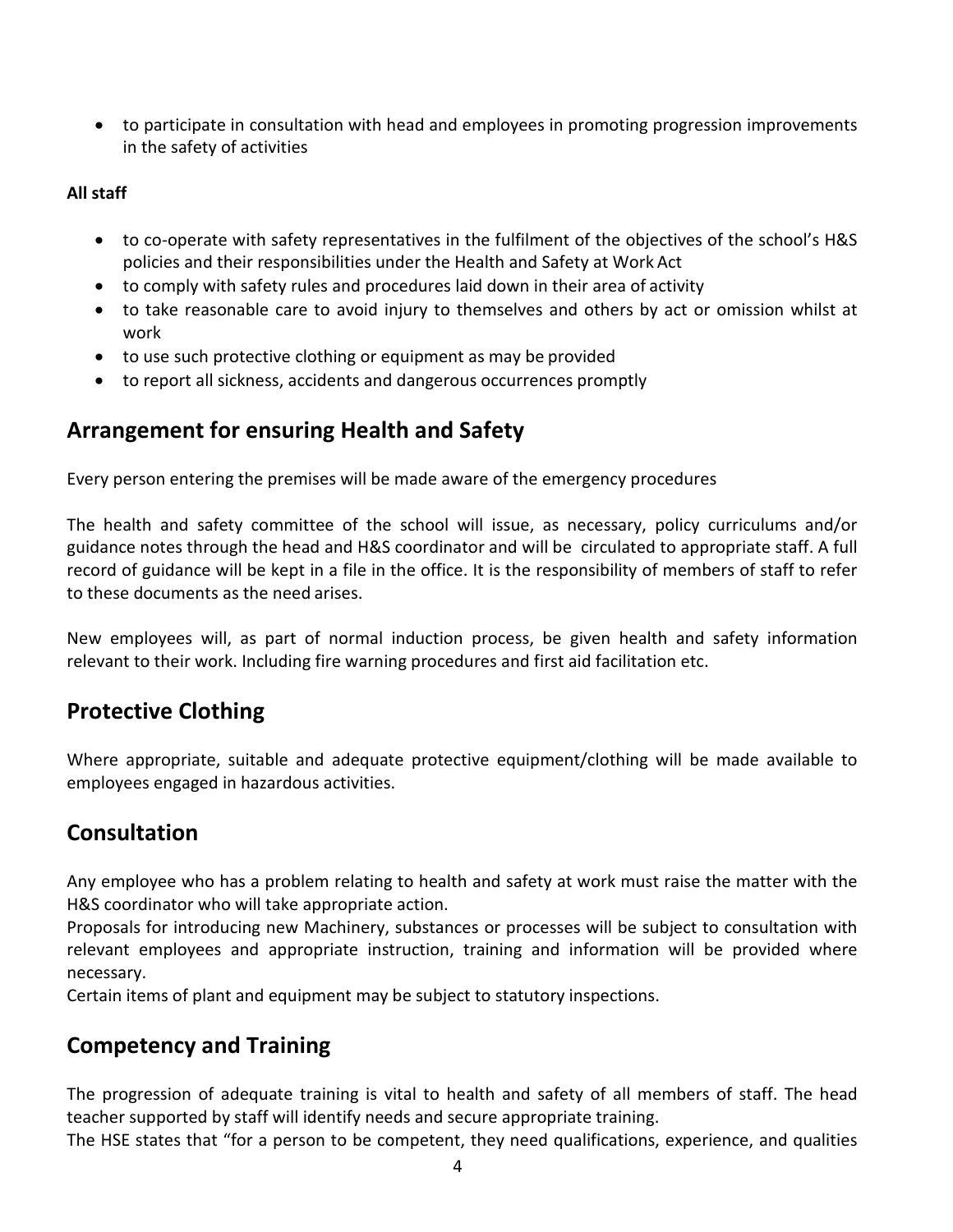- to participate in consultation with head and employees in promoting progression improvements in the safety of activities

**All staff**

- to co-operate with safety representatives in the fulfilment of the objectives of the school's H&S policies and their responsibilities under the Health and Safety at Work Act
- to comply with safety rules and procedures laid down in their area of activity
- to take reasonable care to avoid injury to themselves and others by act or omission whilst at work
- to use such protective clothing or equipment as may be provided
- to report all sickness, accidents and dangerous occurrences promptly

## Arrangement for ensuring Health and Safety

Every person entering the premises will be made aware of the emergency procedures

The health and safety committee of the school will issue, as necessary, policy curriculums and/or guidance notes through the head and H&S coordinator and will be circulated to appropriate staff. A full record of guidance will be kept in a file in the office. It is the responsibility of members of staff to refer to these documents as the need arises.

New employees will, as part of normal induction process, be given health and safety information relevant to their work. Including fire warning procedures and first aid facilitation etc.

## Protective Clothing

Where appropriate, suitable and adequate protective equipment/clothing will be made available to employees engaged in hazardous activities.

## Consultation

Any employee who has a problem relating to health and safety at work must raise the matter with the H&S coordinator who will take appropriate action.

Proposals for introducing new Machinery, substances or processes will be subject to consultation with relevant employees and appropriate instruction, training and information will be provided where necessary.

Certain items of plant and equipment may be subject to statutory inspections.

## Competency and Training

The progression of adequate training is vital to health and safety of all members of staff. The head teacher supported by staff will identify needs and secure appropriate training.

The HSE states that "for a person to be competent, they need qualifications, experience, and qualities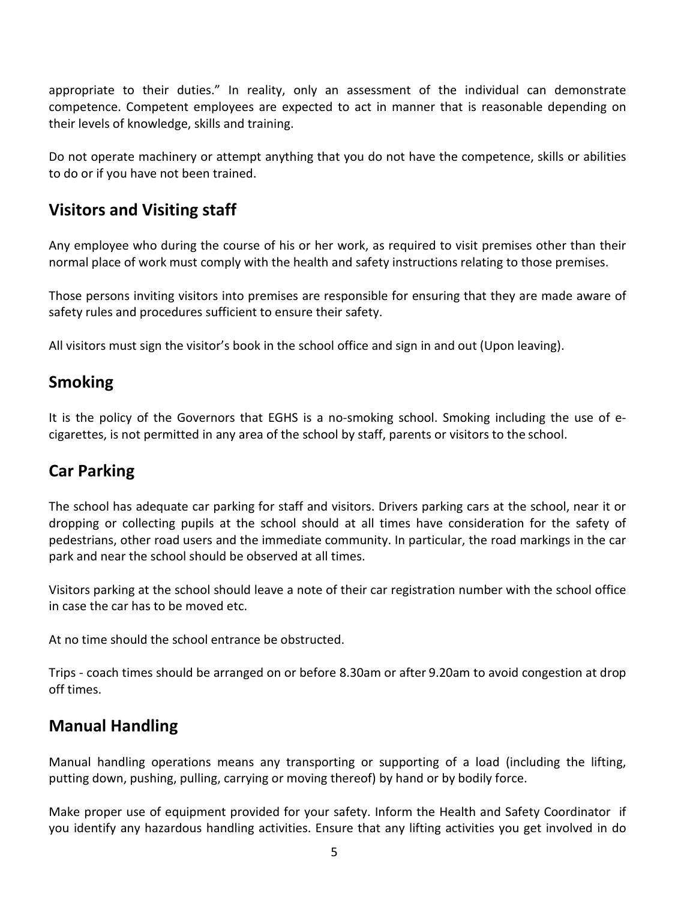appropriate to their duties." In reality, only an assessment of the individual can demonstrate competence. Competent employees are expected to act in manner that is reasonable depending on their levels of knowledge, skills and training.

Do not operate machinery or attempt anything that you do not have the competence, skills or abilities to do or if you have not been trained.

## Visitors and Visiting staff

Any employee who during the course of his or her work, as required to visit premises other than their normal place of work must comply with the health and safety instructions relating to those premises.

Those persons inviting visitors into premises are responsible for ensuring that they are made aware of safety rules and procedures sufficient to ensure their safety.

All visitors must sign the visitor's book in the school office and sign in and out (Upon leaving).

## Smoking

It is the policy of the Governors that EGHS is a no-smoking school. Smoking including the use of e-cigarettes, is not permitted in any area of the school by staff, parents or visitors to the school.

## Car Parking

The school has adequate car parking for staff and visitors. Drivers parking cars at the school, near it or dropping or collecting pupils at the school should at all times have consideration for the safety of pedestrians, other road users and the immediate community. In particular, the road markings in the car park and near the school should be observed at all times.

Visitors parking at the school should leave a note of their car registration number with the school office in case the car has to be moved etc.

At no time should the school entrance be obstructed.

Trips - coach times should be arranged on or before 8.30am or after 9.20am to avoid congestion at drop off times.

## Manual Handling

Manual handling operations means any transporting or supporting of a load (including the lifting, putting down, pushing, pulling, carrying or moving thereof) by hand or by bodily force.

Make proper use of equipment provided for your safety. Inform the Health and Safety Coordinator if you identify any hazardous handling activities. Ensure that any lifting activities you get involved in do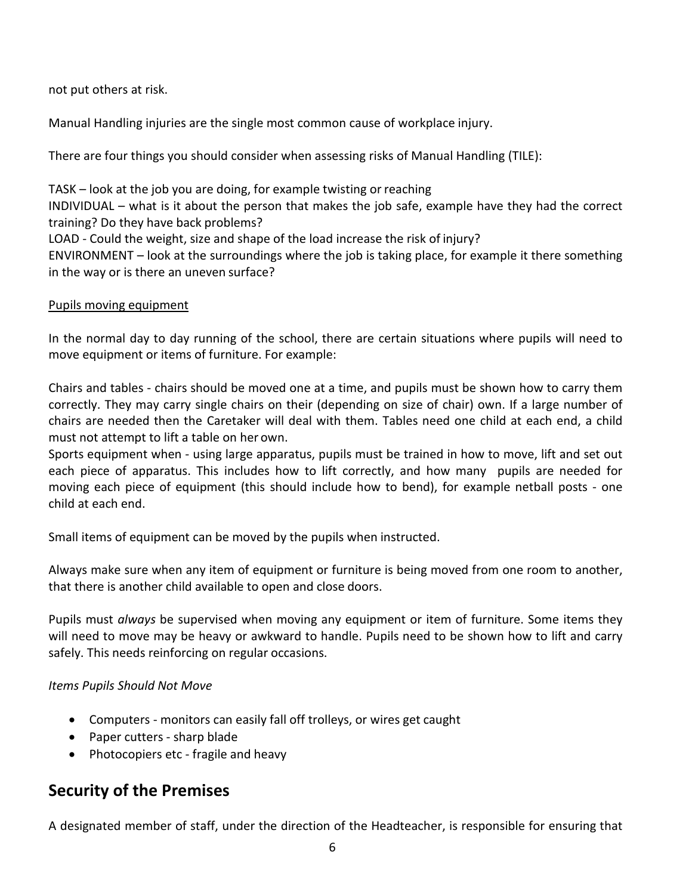not put others at risk.

Manual Handling injuries are the single most common cause of workplace injury.

There are four things you should consider when assessing risks of Manual Handling (TILE):

TASK – look at the job you are doing, for example twisting or reaching
INDIVIDUAL – what is it about the person that makes the job safe, example have they had the correct training? Do they have back problems?
LOAD - Could the weight, size and shape of the load increase the risk of injury?
ENVIRONMENT – look at the surroundings where the job is taking place, for example it there something in the way or is there an uneven surface?

<u>Pupils moving equipment</u>

In the normal day to day running of the school, there are certain situations where pupils will need to move equipment or items of furniture. For example:

Chairs and tables - chairs should be moved one at a time, and pupils must be shown how to carry them correctly. They may carry single chairs on their (depending on size of chair) own. If a large number of chairs are needed then the Caretaker will deal with them. Tables need one child at each end, a child must not attempt to lift a table on her own.
Sports equipment when - using large apparatus, pupils must be trained in how to move, lift and set out each piece of apparatus. This includes how to lift correctly, and how many pupils are needed for moving each piece of equipment (this should include how to bend), for example netball posts - one child at each end.

Small items of equipment can be moved by the pupils when instructed.

Always make sure when any item of equipment or furniture is being moved from one room to another, that there is another child available to open and close doors.

Pupils must *always* be supervised when moving any equipment or item of furniture. Some items they will need to move may be heavy or awkward to handle. Pupils need to be shown how to lift and carry safely. This needs reinforcing on regular occasions.

*Items Pupils Should Not Move*

- Computers - monitors can easily fall off trolleys, or wires get caught
- Paper cutters - sharp blade
- Photocopiers etc - fragile and heavy

## Security of the Premises

A designated member of staff, under the direction of the Headteacher, is responsible for ensuring that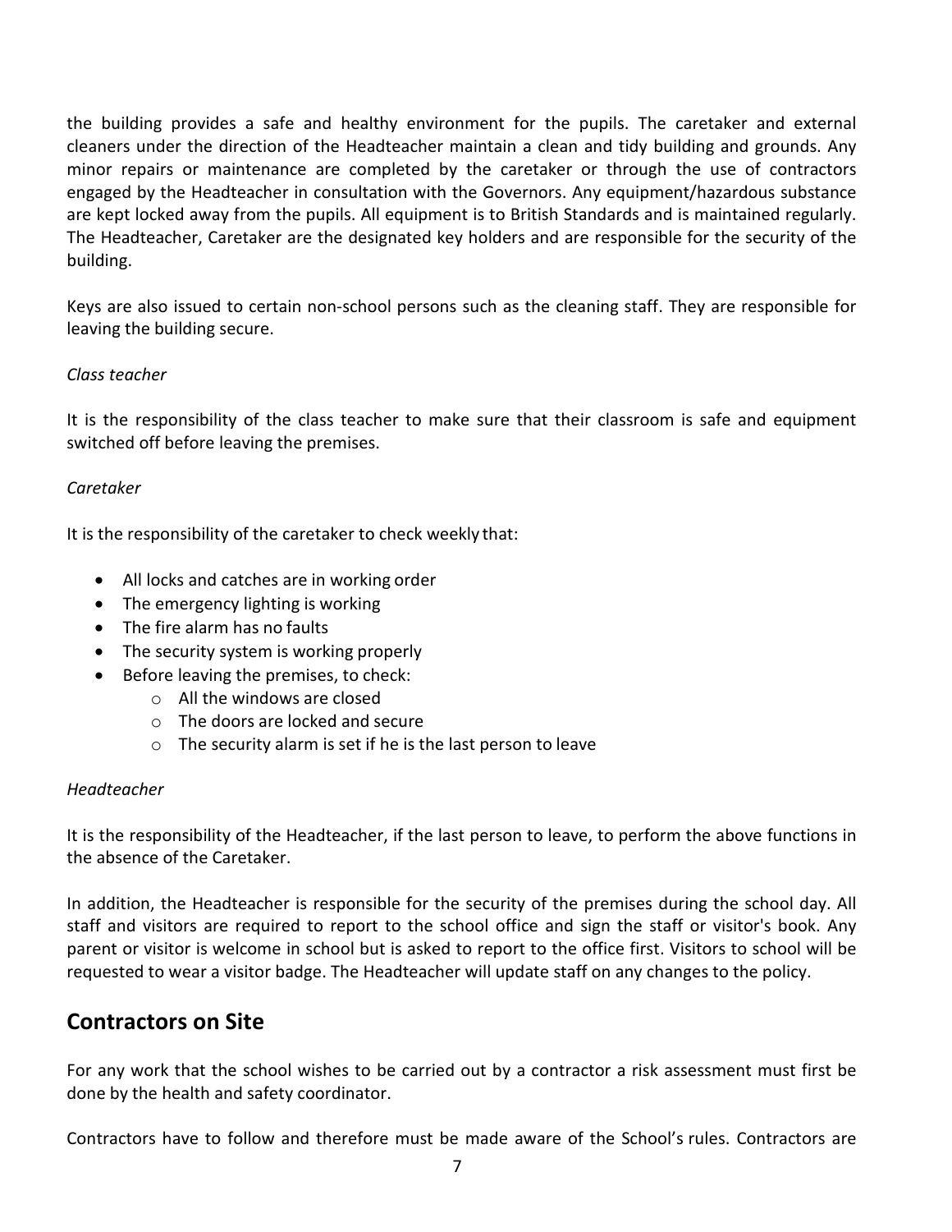the building provides a safe and healthy environment for the pupils. The caretaker and external cleaners under the direction of the Headteacher maintain a clean and tidy building and grounds. Any minor repairs or maintenance are completed by the caretaker or through the use of contractors engaged by the Headteacher in consultation with the Governors. Any equipment/hazardous substance are kept locked away from the pupils. All equipment is to British Standards and is maintained regularly. The Headteacher, Caretaker are the designated key holders and are responsible for the security of the building.

Keys are also issued to certain non-school persons such as the cleaning staff. They are responsible for leaving the building secure.

*Class teacher*

It is the responsibility of the class teacher to make sure that their classroom is safe and equipment switched off before leaving the premises.

*Caretaker*

It is the responsibility of the caretaker to check weekly that:

- All locks and catches are in working order
- The emergency lighting is working
- The fire alarm has no faults
- The security system is working properly
- Before leaving the premises, to check:
  - All the windows are closed
  - The doors are locked and secure
  - The security alarm is set if he is the last person to leave

*Headteacher*

It is the responsibility of the Headteacher, if the last person to leave, to perform the above functions in the absence of the Caretaker.

In addition, the Headteacher is responsible for the security of the premises during the school day. All staff and visitors are required to report to the school office and sign the staff or visitor's book. Any parent or visitor is welcome in school but is asked to report to the office first. Visitors to school will be requested to wear a visitor badge. The Headteacher will update staff on any changes to the policy.

## Contractors on Site

For any work that the school wishes to be carried out by a contractor a risk assessment must first be done by the health and safety coordinator.

Contractors have to follow and therefore must be made aware of the School's rules. Contractors are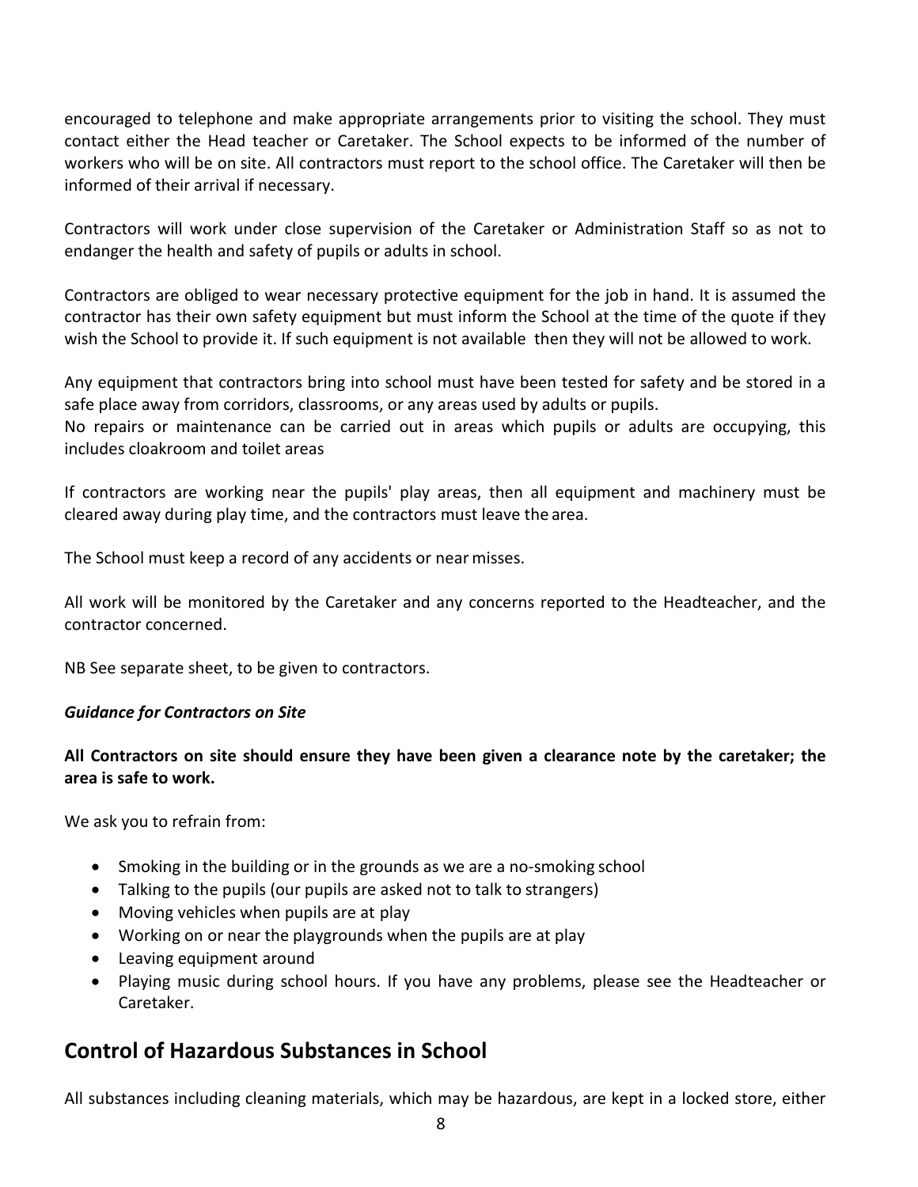encouraged to telephone and make appropriate arrangements prior to visiting the school. They must contact either the Head teacher or Caretaker. The School expects to be informed of the number of workers who will be on site. All contractors must report to the school office. The Caretaker will then be informed of their arrival if necessary.

Contractors will work under close supervision of the Caretaker or Administration Staff so as not to endanger the health and safety of pupils or adults in school.

Contractors are obliged to wear necessary protective equipment for the job in hand. It is assumed the contractor has their own safety equipment but must inform the School at the time of the quote if they wish the School to provide it. If such equipment is not available then they will not be allowed to work.

Any equipment that contractors bring into school must have been tested for safety and be stored in a safe place away from corridors, classrooms, or any areas used by adults or pupils.
No repairs or maintenance can be carried out in areas which pupils or adults are occupying, this includes cloakroom and toilet areas

If contractors are working near the pupils' play areas, then all equipment and machinery must be cleared away during play time, and the contractors must leave the area.

The School must keep a record of any accidents or near misses.

All work will be monitored by the Caretaker and any concerns reported to the Headteacher, and the contractor concerned.

NB See separate sheet, to be given to contractors.

***Guidance for Contractors on Site***

**All Contractors on site should ensure they have been given a clearance note by the caretaker; the area is safe to work.**

We ask you to refrain from:

- Smoking in the building or in the grounds as we are a no-smoking school
- Talking to the pupils (our pupils are asked not to talk to strangers)
- Moving vehicles when pupils are at play
- Working on or near the playgrounds when the pupils are at play
- Leaving equipment around
- Playing music during school hours. If you have any problems, please see the Headteacher or Caretaker.

## Control of Hazardous Substances in School

All substances including cleaning materials, which may be hazardous, are kept in a locked store, either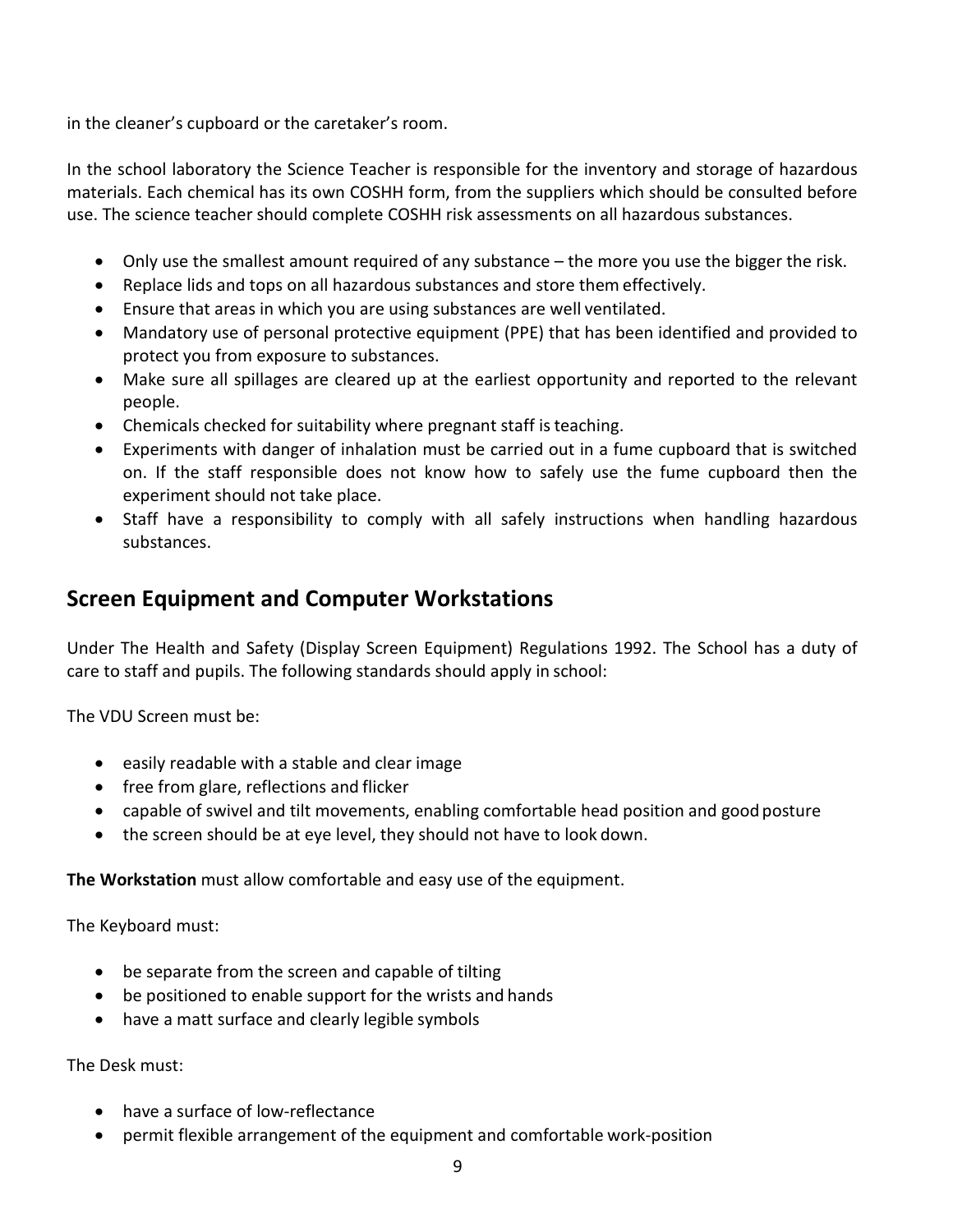in the cleaner's cupboard or the caretaker's room.

In the school laboratory the Science Teacher is responsible for the inventory and storage of hazardous materials. Each chemical has its own COSHH form, from the suppliers which should be consulted before use. The science teacher should complete COSHH risk assessments on all hazardous substances.

- Only use the smallest amount required of any substance – the more you use the bigger the risk.
- Replace lids and tops on all hazardous substances and store them effectively.
- Ensure that areas in which you are using substances are well ventilated.
- Mandatory use of personal protective equipment (PPE) that has been identified and provided to protect you from exposure to substances.
- Make sure all spillages are cleared up at the earliest opportunity and reported to the relevant people.
- Chemicals checked for suitability where pregnant staff is teaching.
- Experiments with danger of inhalation must be carried out in a fume cupboard that is switched on. If the staff responsible does not know how to safely use the fume cupboard then the experiment should not take place.
- Staff have a responsibility to comply with all safely instructions when handling hazardous substances.

## Screen Equipment and Computer Workstations

Under The Health and Safety (Display Screen Equipment) Regulations 1992. The School has a duty of care to staff and pupils. The following standards should apply in school:

The VDU Screen must be:

- easily readable with a stable and clear image
- free from glare, reflections and flicker
- capable of swivel and tilt movements, enabling comfortable head position and good posture
- the screen should be at eye level, they should not have to look down.

**The Workstation** must allow comfortable and easy use of the equipment.

The Keyboard must:

- be separate from the screen and capable of tilting
- be positioned to enable support for the wrists and hands
- have a matt surface and clearly legible symbols

The Desk must:

- have a surface of low-reflectance
- permit flexible arrangement of the equipment and comfortable work-position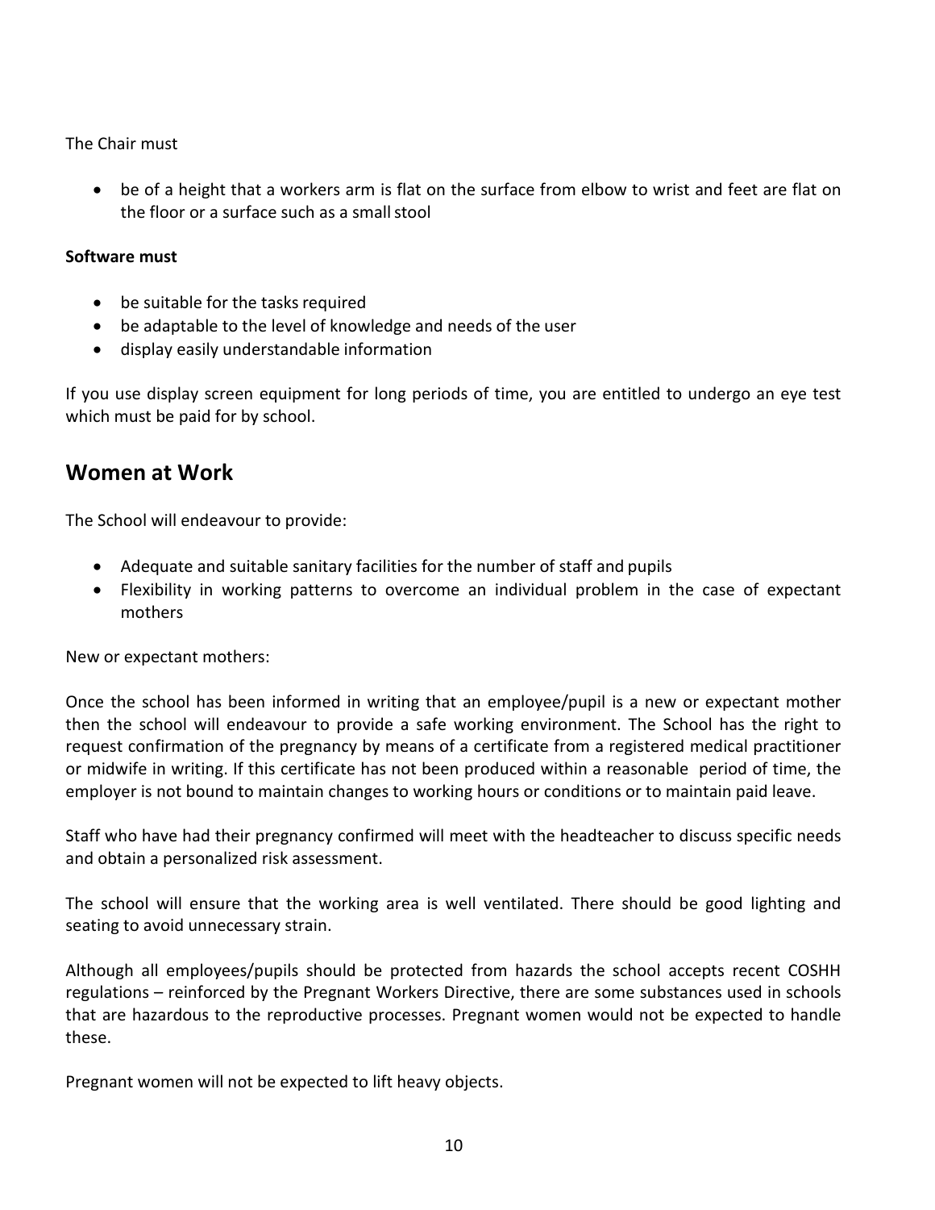The Chair must

- be of a height that a workers arm is flat on the surface from elbow to wrist and feet are flat on the floor or a surface such as a small stool

**Software must**

- be suitable for the tasks required
- be adaptable to the level of knowledge and needs of the user
- display easily understandable information

If you use display screen equipment for long periods of time, you are entitled to undergo an eye test which must be paid for by school.

## Women at Work

The School will endeavour to provide:

- Adequate and suitable sanitary facilities for the number of staff and pupils
- Flexibility in working patterns to overcome an individual problem in the case of expectant mothers

New or expectant mothers:

Once the school has been informed in writing that an employee/pupil is a new or expectant mother then the school will endeavour to provide a safe working environment. The School has the right to request confirmation of the pregnancy by means of a certificate from a registered medical practitioner or midwife in writing. If this certificate has not been produced within a reasonable period of time, the employer is not bound to maintain changes to working hours or conditions or to maintain paid leave.

Staff who have had their pregnancy confirmed will meet with the headteacher to discuss specific needs and obtain a personalized risk assessment.

The school will ensure that the working area is well ventilated. There should be good lighting and seating to avoid unnecessary strain.

Although all employees/pupils should be protected from hazards the school accepts recent COSHH regulations – reinforced by the Pregnant Workers Directive, there are some substances used in schools that are hazardous to the reproductive processes. Pregnant women would not be expected to handle these.

Pregnant women will not be expected to lift heavy objects.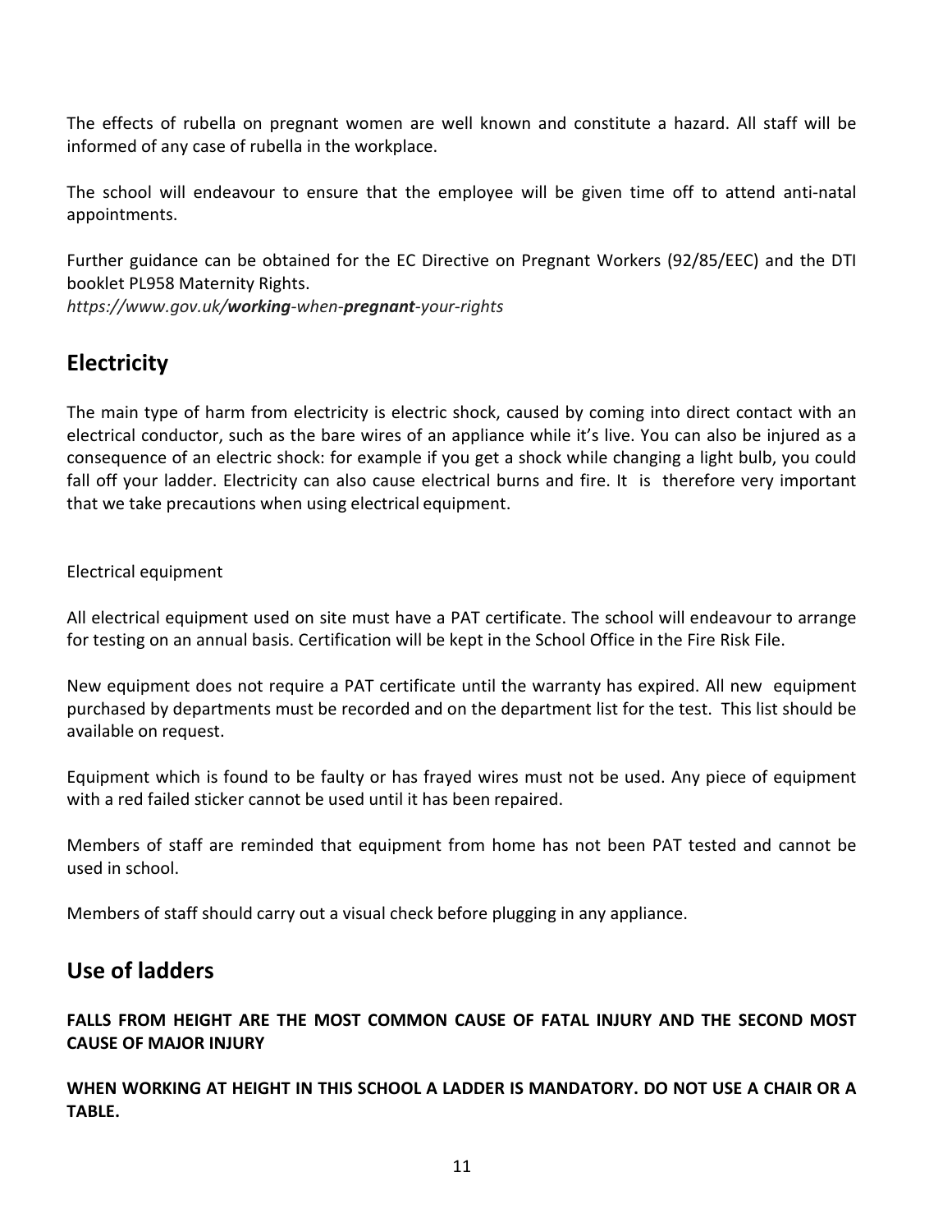The effects of rubella on pregnant women are well known and constitute a hazard. All staff will be informed of any case of rubella in the workplace.

The school will endeavour to ensure that the employee will be given time off to attend anti-natal appointments.

Further guidance can be obtained for the EC Directive on Pregnant Workers (92/85/EEC) and the DTI booklet PL958 Maternity Rights.
*https://www.gov.uk/**working**-when-**pregnant**-your-rights*

## Electricity

The main type of harm from electricity is electric shock, caused by coming into direct contact with an electrical conductor, such as the bare wires of an appliance while it's live. You can also be injured as a consequence of an electric shock: for example if you get a shock while changing a light bulb, you could fall off your ladder. Electricity can also cause electrical burns and fire. It is therefore very important that we take precautions when using electrical equipment.

Electrical equipment

All electrical equipment used on site must have a PAT certificate. The school will endeavour to arrange for testing on an annual basis. Certification will be kept in the School Office in the Fire Risk File.

New equipment does not require a PAT certificate until the warranty has expired. All new equipment purchased by departments must be recorded and on the department list for the test. This list should be available on request.

Equipment which is found to be faulty or has frayed wires must not be used. Any piece of equipment with a red failed sticker cannot be used until it has been repaired.

Members of staff are reminded that equipment from home has not been PAT tested and cannot be used in school.

Members of staff should carry out a visual check before plugging in any appliance.

## Use of ladders

**FALLS FROM HEIGHT ARE THE MOST COMMON CAUSE OF FATAL INJURY AND THE SECOND MOST CAUSE OF MAJOR INJURY**

**WHEN WORKING AT HEIGHT IN THIS SCHOOL A LADDER IS MANDATORY. DO NOT USE A CHAIR OR A TABLE.**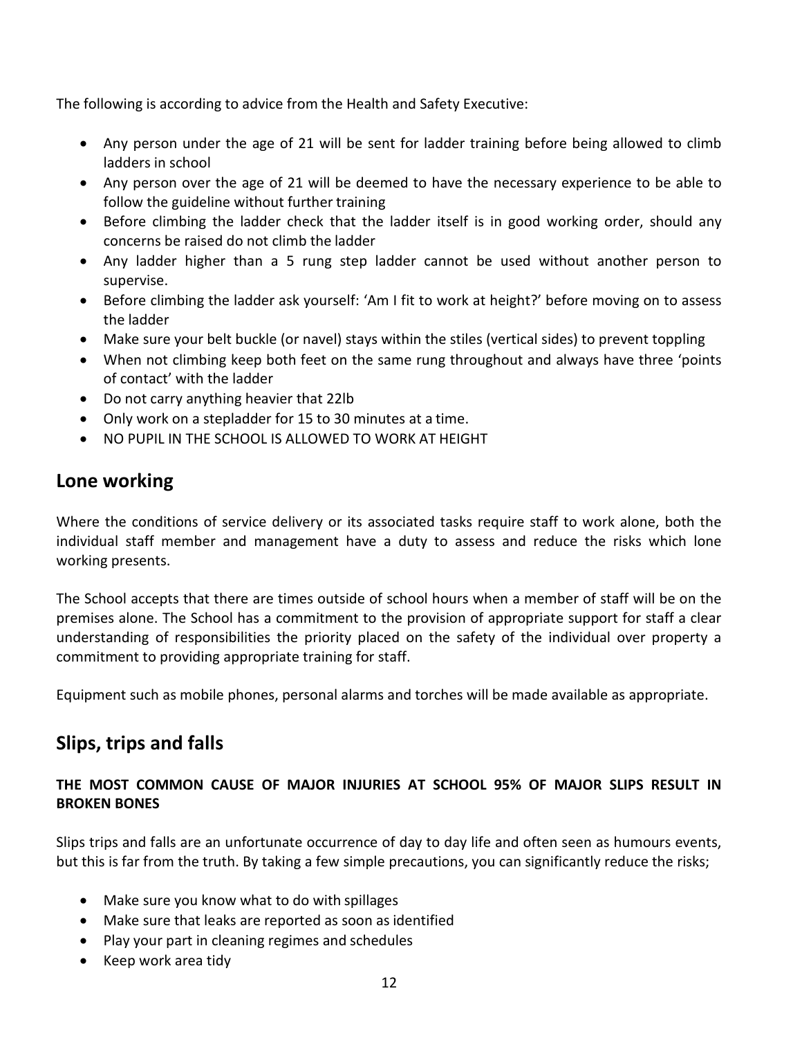The following is according to advice from the Health and Safety Executive:

- Any person under the age of 21 will be sent for ladder training before being allowed to climb ladders in school
- Any person over the age of 21 will be deemed to have the necessary experience to be able to follow the guideline without further training
- Before climbing the ladder check that the ladder itself is in good working order, should any concerns be raised do not climb the ladder
- Any ladder higher than a 5 rung step ladder cannot be used without another person to supervise.
- Before climbing the ladder ask yourself: 'Am I fit to work at height?' before moving on to assess the ladder
- Make sure your belt buckle (or navel) stays within the stiles (vertical sides) to prevent toppling
- When not climbing keep both feet on the same rung throughout and always have three 'points of contact' with the ladder
- Do not carry anything heavier that 22lb
- Only work on a stepladder for 15 to 30 minutes at a time.
- NO PUPIL IN THE SCHOOL IS ALLOWED TO WORK AT HEIGHT

## Lone working

Where the conditions of service delivery or its associated tasks require staff to work alone, both the individual staff member and management have a duty to assess and reduce the risks which lone working presents.

The School accepts that there are times outside of school hours when a member of staff will be on the premises alone. The School has a commitment to the provision of appropriate support for staff a clear understanding of responsibilities the priority placed on the safety of the individual over property a commitment to providing appropriate training for staff.

Equipment such as mobile phones, personal alarms and torches will be made available as appropriate.

## Slips, trips and falls

**THE MOST COMMON CAUSE OF MAJOR INJURIES AT SCHOOL 95% OF MAJOR SLIPS RESULT IN BROKEN BONES**

Slips trips and falls are an unfortunate occurrence of day to day life and often seen as humours events, but this is far from the truth. By taking a few simple precautions, you can significantly reduce the risks;

- Make sure you know what to do with spillages
- Make sure that leaks are reported as soon as identified
- Play your part in cleaning regimes and schedules
- Keep work area tidy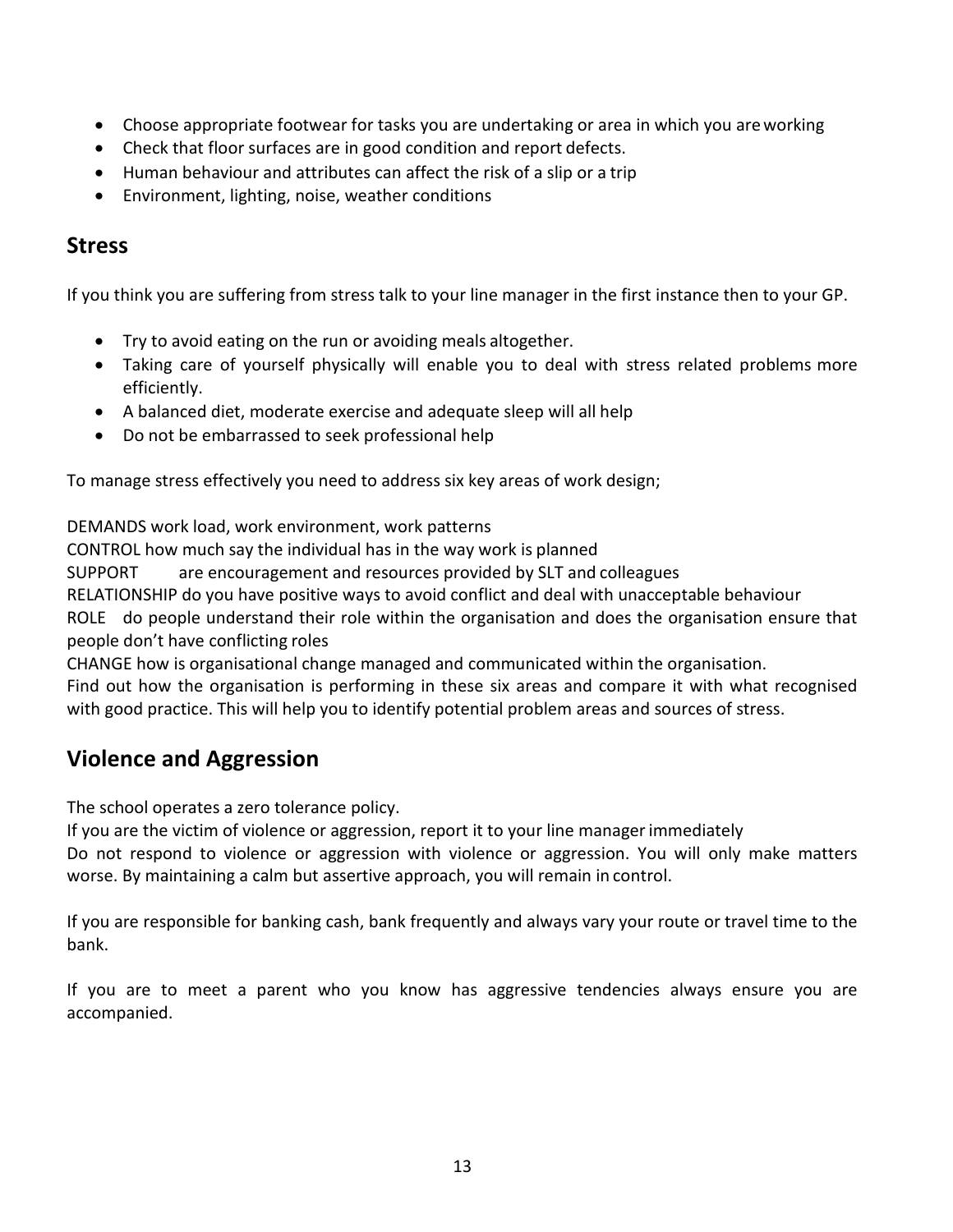- Choose appropriate footwear for tasks you are undertaking or area in which you are working
- Check that floor surfaces are in good condition and report defects.
- Human behaviour and attributes can affect the risk of a slip or a trip
- Environment, lighting, noise, weather conditions

## Stress

If you think you are suffering from stress talk to your line manager in the first instance then to your GP.

- Try to avoid eating on the run or avoiding meals altogether.
- Taking care of yourself physically will enable you to deal with stress related problems more efficiently.
- A balanced diet, moderate exercise and adequate sleep will all help
- Do not be embarrassed to seek professional help

To manage stress effectively you need to address six key areas of work design;

DEMANDS work load, work environment, work patterns
CONTROL how much say the individual has in the way work is planned
SUPPORT are encouragement and resources provided by SLT and colleagues
RELATIONSHIP do you have positive ways to avoid conflict and deal with unacceptable behaviour
ROLE do people understand their role within the organisation and does the organisation ensure that people don't have conflicting roles
CHANGE how is organisational change managed and communicated within the organisation.
Find out how the organisation is performing in these six areas and compare it with what recognised with good practice. This will help you to identify potential problem areas and sources of stress.

## Violence and Aggression

The school operates a zero tolerance policy.
If you are the victim of violence or aggression, report it to your line manager immediately
Do not respond to violence or aggression with violence or aggression. You will only make matters worse. By maintaining a calm but assertive approach, you will remain in control.

If you are responsible for banking cash, bank frequently and always vary your route or travel time to the bank.

If you are to meet a parent who you know has aggressive tendencies always ensure you are accompanied.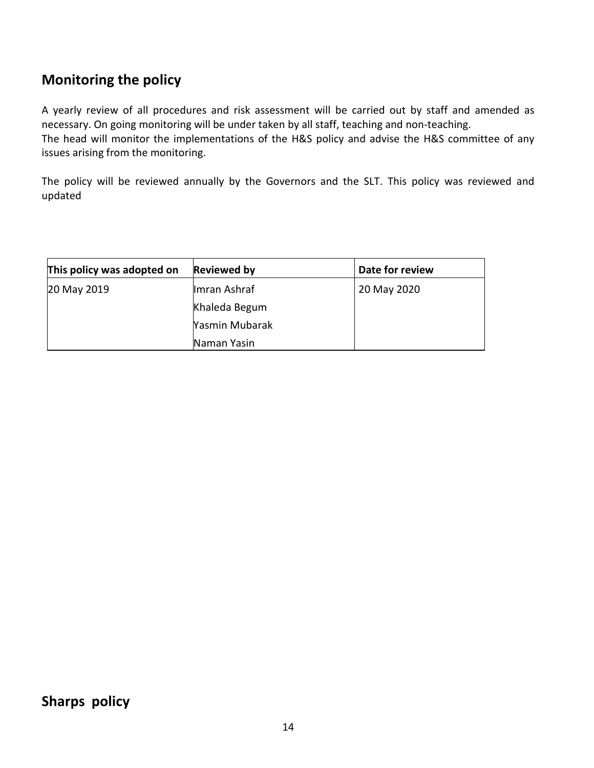## Monitoring the policy

A yearly review of all procedures and risk assessment will be carried out by staff and amended as necessary. On going monitoring will be under taken by all staff, teaching and non-teaching.
The head will monitor the implementations of the H&S policy and advise the H&S committee of any issues arising from the monitoring.

The policy will be reviewed annually by the Governors and the SLT. This policy was reviewed and updated

| This policy was adopted on | Reviewed by | Date for review |
|---|---|---|
| 20 May 2019 | Imran Ashraf | 20 May 2020 |
| | Khaleda Begum | |
| | Yasmin Mubarak | |
| | Naman Yasin | |

## Sharps policy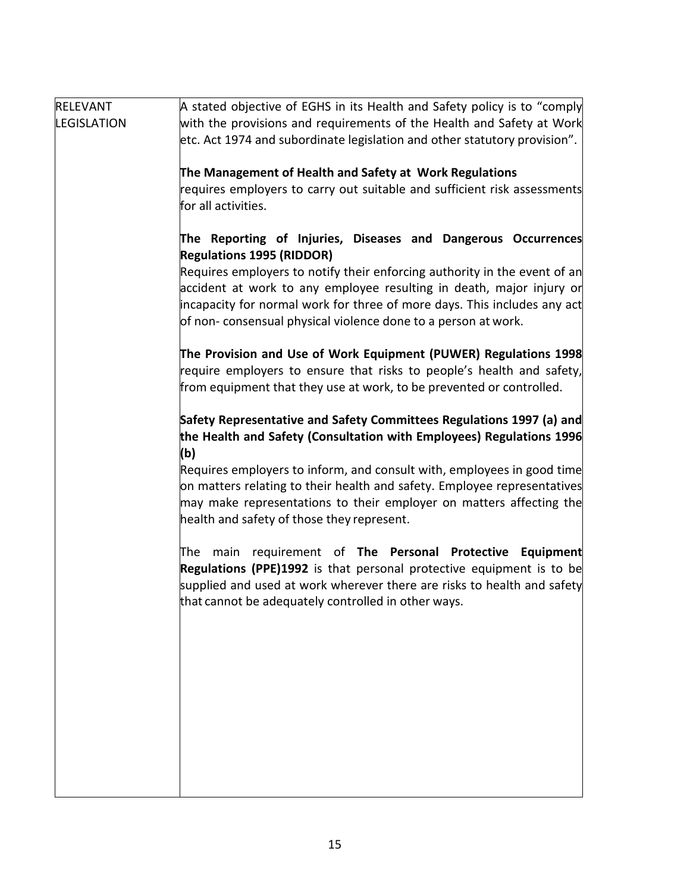| | |
|---|---|
| RELEVANT LEGISLATION | A stated objective of EGHS in its Health and Safety policy is to "comply with the provisions and requirements of the Health and Safety at Work etc. Act 1974 and subordinate legislation and other statutory provision".<br><br>**The Management of Health and Safety at Work Regulations**<br>requires employers to carry out suitable and sufficient risk assessments for all activities.<br><br>**The Reporting of Injuries, Diseases and Dangerous Occurrences Regulations 1995 (RIDDOR)**<br>Requires employers to notify their enforcing authority in the event of an accident at work to any employee resulting in death, major injury or incapacity for normal work for three of more days. This includes any act of non- consensual physical violence done to a person at work.<br><br>**The Provision and Use of Work Equipment (PUWER) Regulations 1998**<br>require employers to ensure that risks to people's health and safety, from equipment that they use at work, to be prevented or controlled.<br><br>**Safety Representative and Safety Committees Regulations 1997 (a) and the Health and Safety (Consultation with Employees) Regulations 1996 (b)**<br>Requires employers to inform, and consult with, employees in good time on matters relating to their health and safety. Employee representatives may make representations to their employer on matters affecting the health and safety of those they represent.<br><br>The main requirement of **The Personal Protective Equipment Regulations (PPE)1992** is that personal protective equipment is to be supplied and used at work wherever there are risks to health and safety that cannot be adequately controlled in other ways. |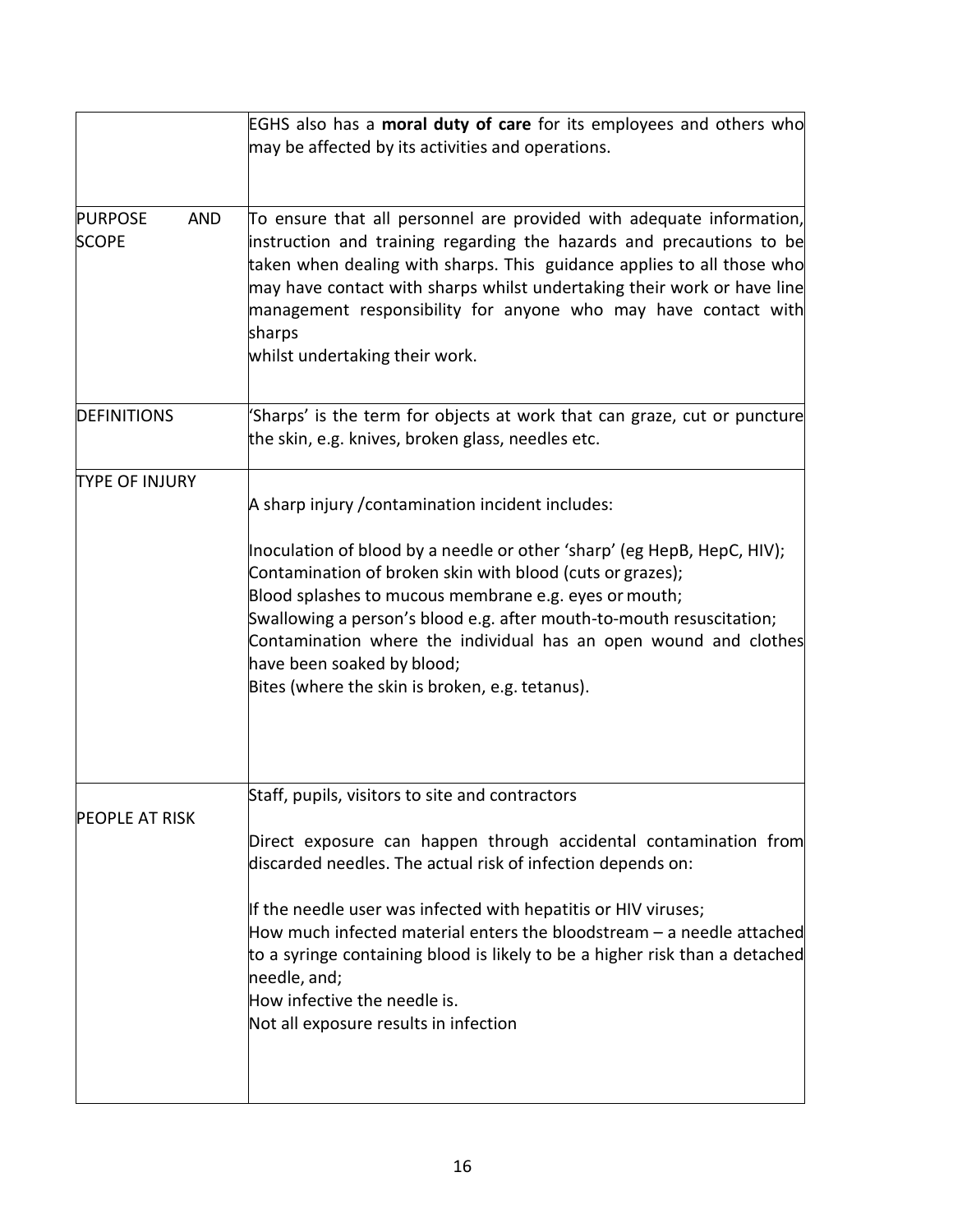| | |
|---|---|
| | EGHS also has a **moral duty of care** for its employees and others who may be affected by its activities and operations. |
| PURPOSE AND SCOPE | To ensure that all personnel are provided with adequate information, instruction and training regarding the hazards and precautions to be taken when dealing with sharps. This guidance applies to all those who may have contact with sharps whilst undertaking their work or have line management responsibility for anyone who may have contact with sharps whilst undertaking their work. |
| DEFINITIONS | 'Sharps' is the term for objects at work that can graze, cut or puncture the skin, e.g. knives, broken glass, needles etc. |
| TYPE OF INJURY | A sharp injury /contamination incident includes:<br><br>Inoculation of blood by a needle or other 'sharp' (eg HepB, HepC, HIV);<br>Contamination of broken skin with blood (cuts or grazes);<br>Blood splashes to mucous membrane e.g. eyes or mouth;<br>Swallowing a person's blood e.g. after mouth-to-mouth resuscitation;<br>Contamination where the individual has an open wound and clothes have been soaked by blood;<br>Bites (where the skin is broken, e.g. tetanus). |
| PEOPLE AT RISK | Staff, pupils, visitors to site and contractors<br><br>Direct exposure can happen through accidental contamination from discarded needles. The actual risk of infection depends on:<br><br>If the needle user was infected with hepatitis or HIV viruses;<br>How much infected material enters the bloodstream – a needle attached to a syringe containing blood is likely to be a higher risk than a detached needle, and;<br>How infective the needle is.<br>Not all exposure results in infection |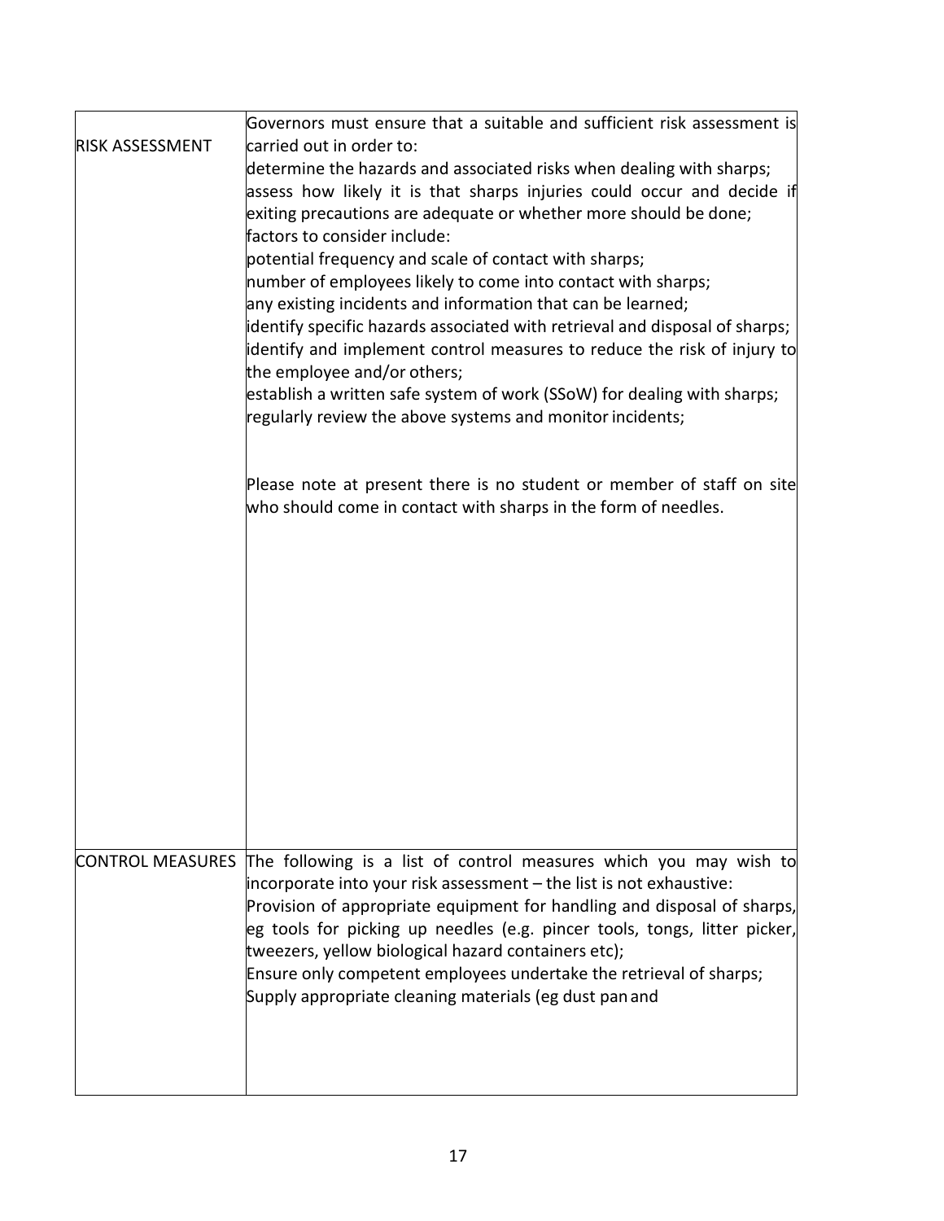| | |
|---|---|
| RISK ASSESSMENT | Governors must ensure that a suitable and sufficient risk assessment is carried out in order to:<br>determine the hazards and associated risks when dealing with sharps;<br>assess how likely it is that sharps injuries could occur and decide if exiting precautions are adequate or whether more should be done;<br>factors to consider include:<br>potential frequency and scale of contact with sharps;<br>number of employees likely to come into contact with sharps;<br>any existing incidents and information that can be learned;<br>identify specific hazards associated with retrieval and disposal of sharps;<br>identify and implement control measures to reduce the risk of injury to the employee and/or others;<br>establish a written safe system of work (SSoW) for dealing with sharps;<br>regularly review the above systems and monitor incidents;<br><br>Please note at present there is no student or member of staff on site who should come in contact with sharps in the form of needles. |
| CONTROL MEASURES | The following is a list of control measures which you may wish to incorporate into your risk assessment – the list is not exhaustive:<br>Provision of appropriate equipment for handling and disposal of sharps, eg tools for picking up needles (e.g. pincer tools, tongs, litter picker, tweezers, yellow biological hazard containers etc);<br>Ensure only competent employees undertake the retrieval of sharps;<br>Supply appropriate cleaning materials (eg dust pan and |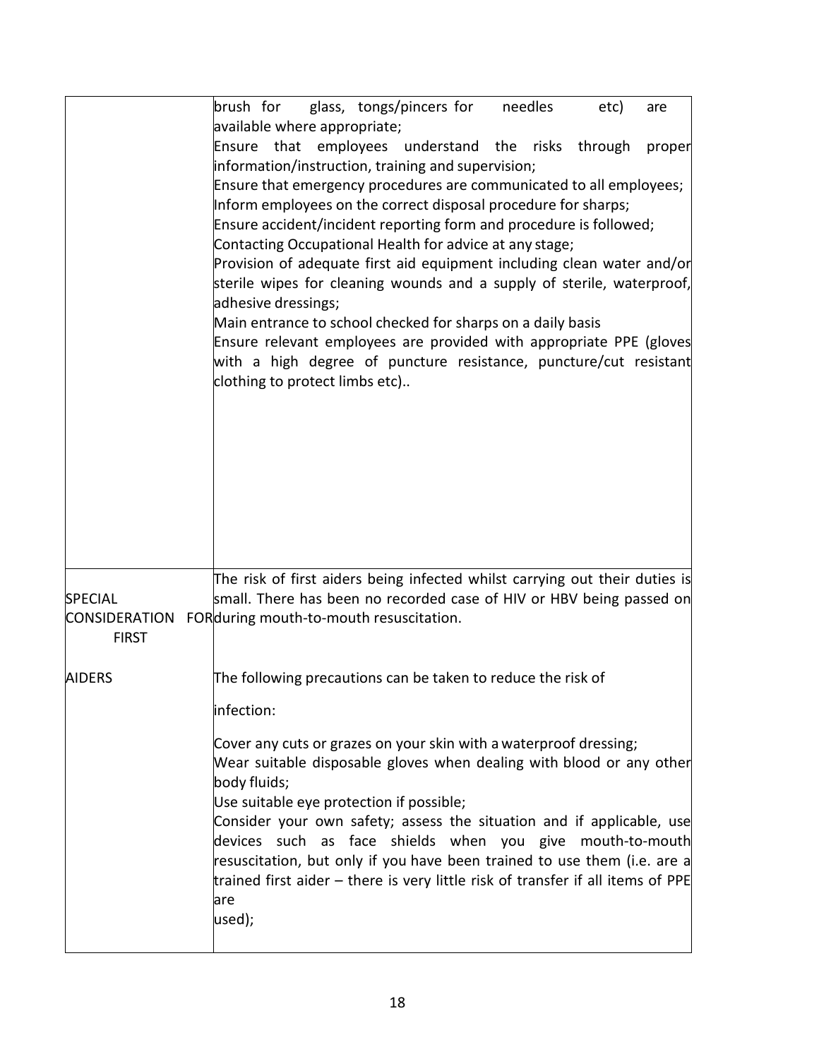| | |
|---|---|
| | brush for glass, tongs/pincers for needles etc) are available where appropriate;<br>Ensure that employees understand the risks through proper information/instruction, training and supervision;<br>Ensure that emergency procedures are communicated to all employees;<br>Inform employees on the correct disposal procedure for sharps;<br>Ensure accident/incident reporting form and procedure is followed;<br>Contacting Occupational Health for advice at any stage;<br>Provision of adequate first aid equipment including clean water and/or sterile wipes for cleaning wounds and a supply of sterile, waterproof, adhesive dressings;<br>Main entrance to school checked for sharps on a daily basis<br>Ensure relevant employees are provided with appropriate PPE (gloves with a high degree of puncture resistance, puncture/cut resistant clothing to protect limbs etc).. |
| SPECIAL CONSIDERATION FOR FIRST AIDERS | The risk of first aiders being infected whilst carrying out their duties is small. There has been no recorded case of HIV or HBV being passed on during mouth-to-mouth resuscitation.<br><br>The following precautions can be taken to reduce the risk of infection:<br><br>Cover any cuts or grazes on your skin with a waterproof dressing;<br>Wear suitable disposable gloves when dealing with blood or any other body fluids;<br>Use suitable eye protection if possible;<br>Consider your own safety; assess the situation and if applicable, use devices such as face shields when you give mouth-to-mouth resuscitation, but only if you have been trained to use them (i.e. are a trained first aider – there is very little risk of transfer if all items of PPE are used); |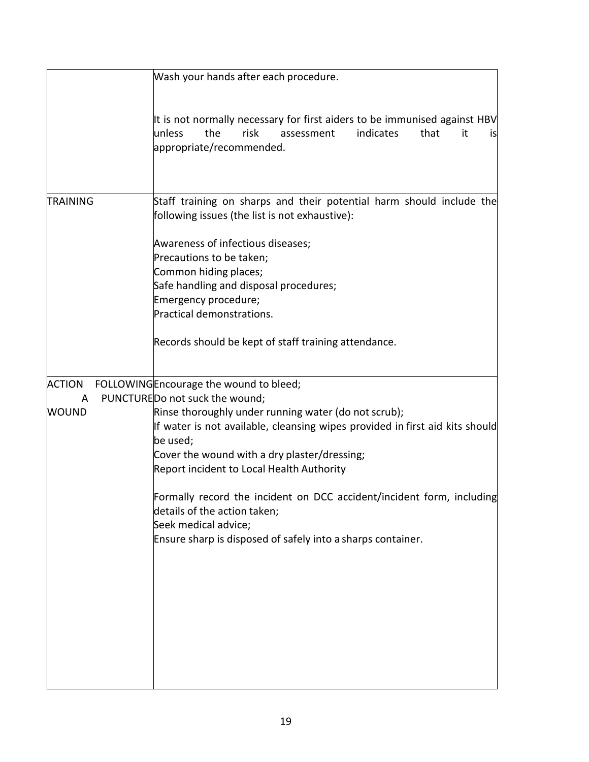| | |
|---|---|
| | Wash your hands after each procedure.<br><br>It is not normally necessary for first aiders to be immunised against HBV unless the risk assessment indicates that it is appropriate/recommended. |
| TRAINING | Staff training on sharps and their potential harm should include the following issues (the list is not exhaustive):<br><br>Awareness of infectious diseases;<br>Precautions to be taken;<br>Common hiding places;<br>Safe handling and disposal procedures;<br>Emergency procedure;<br>Practical demonstrations.<br><br>Records should be kept of staff training attendance. |
| ACTION FOLLOWING A PUNCTURE WOUND | Encourage the wound to bleed;<br>Do not suck the wound;<br>Rinse thoroughly under running water (do not scrub);<br>If water is not available, cleansing wipes provided in first aid kits should be used;<br>Cover the wound with a dry plaster/dressing;<br>Report incident to Local Health Authority<br><br>Formally record the incident on DCC accident/incident form, including details of the action taken;<br>Seek medical advice;<br>Ensure sharp is disposed of safely into a sharps container. |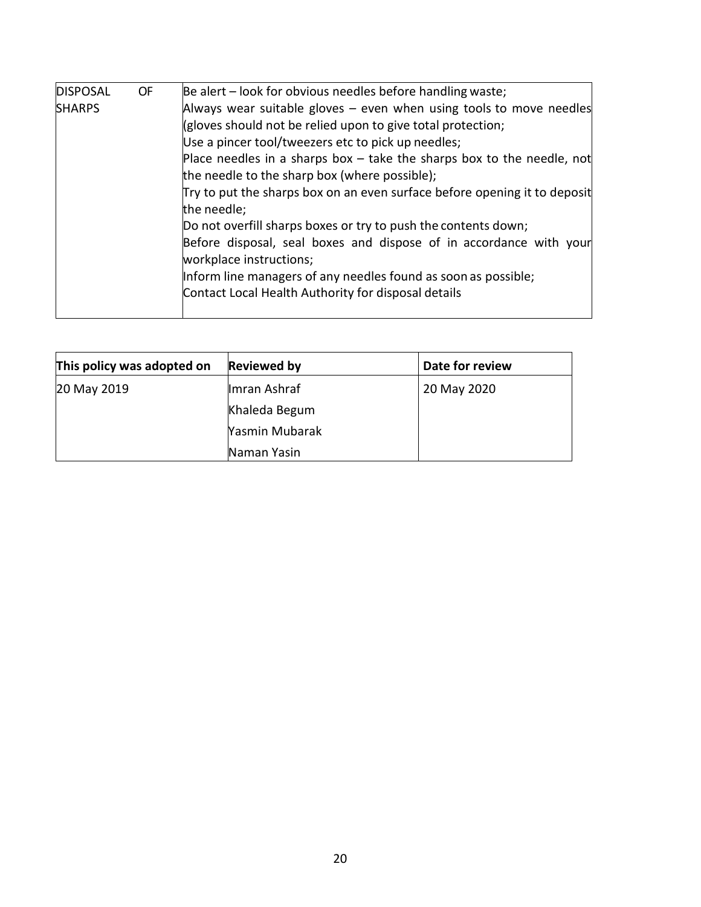| | |
|---|---|
| DISPOSAL OF SHARPS | Be alert – look for obvious needles before handling waste;<br>Always wear suitable gloves – even when using tools to move needles (gloves should not be relied upon to give total protection;<br>Use a pincer tool/tweezers etc to pick up needles;<br>Place needles in a sharps box – take the sharps box to the needle, not the needle to the sharp box (where possible);<br>Try to put the sharps box on an even surface before opening it to deposit the needle;<br>Do not overfill sharps boxes or try to push the contents down;<br>Before disposal, seal boxes and dispose of in accordance with your workplace instructions;<br>Inform line managers of any needles found as soon as possible;<br>Contact Local Health Authority for disposal details |

| This policy was adopted on | Reviewed by | Date for review |
|---|---|---|
| 20 May 2019 | Imran Ashraf<br>Khaleda Begum<br>Yasmin Mubarak<br>Naman Yasin | 20 May 2020 |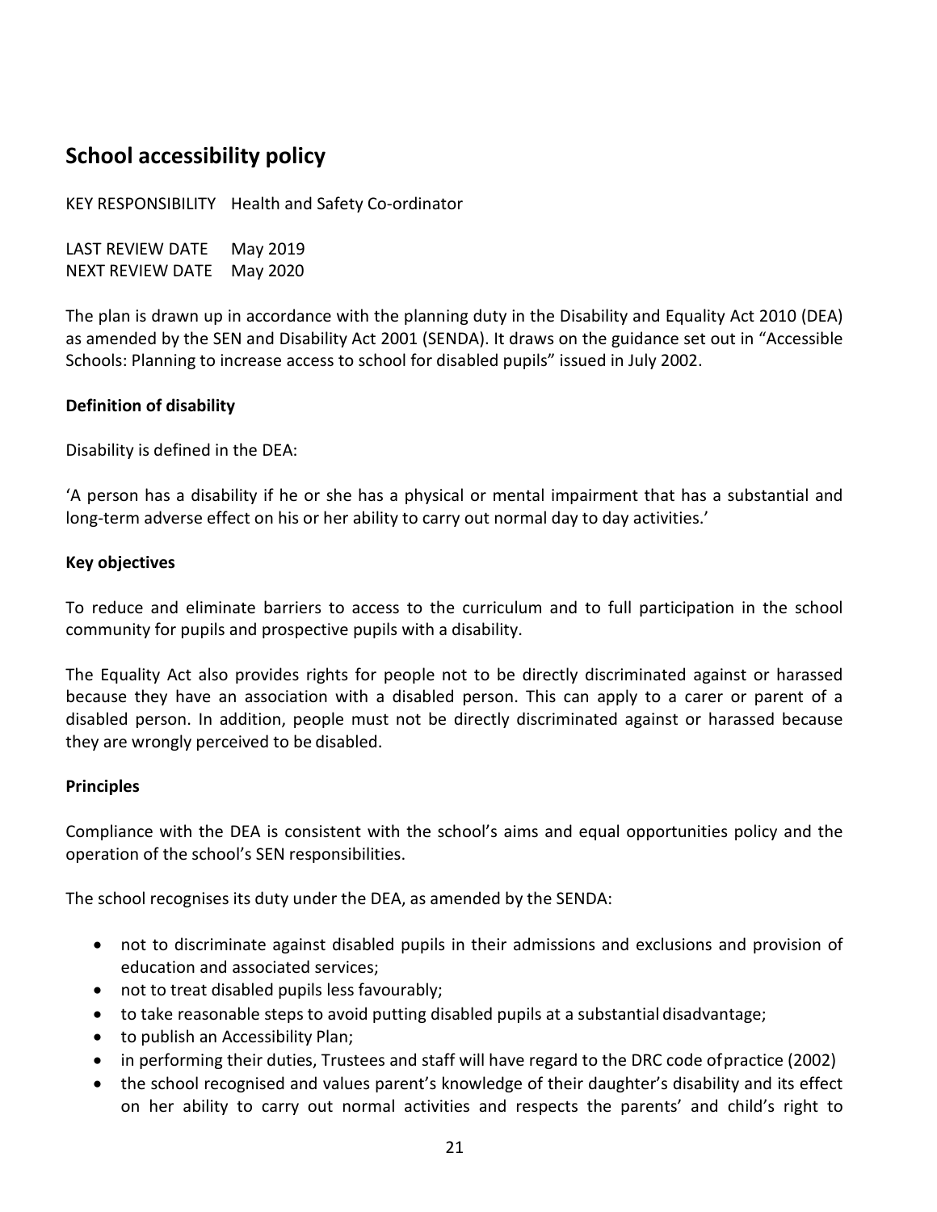## School accessibility policy

KEY RESPONSIBILITY Health and Safety Co-ordinator

LAST REVIEW DATE May 2019
NEXT REVIEW DATE May 2020

The plan is drawn up in accordance with the planning duty in the Disability and Equality Act 2010 (DEA) as amended by the SEN and Disability Act 2001 (SENDA). It draws on the guidance set out in "Accessible Schools: Planning to increase access to school for disabled pupils" issued in July 2002.

### Definition of disability

Disability is defined in the DEA:

'A person has a disability if he or she has a physical or mental impairment that has a substantial and long-term adverse effect on his or her ability to carry out normal day to day activities.'

### Key objectives

To reduce and eliminate barriers to access to the curriculum and to full participation in the school community for pupils and prospective pupils with a disability.

The Equality Act also provides rights for people not to be directly discriminated against or harassed because they have an association with a disabled person. This can apply to a carer or parent of a disabled person. In addition, people must not be directly discriminated against or harassed because they are wrongly perceived to be disabled.

### Principles

Compliance with the DEA is consistent with the school's aims and equal opportunities policy and the operation of the school's SEN responsibilities.

The school recognises its duty under the DEA, as amended by the SENDA:

- not to discriminate against disabled pupils in their admissions and exclusions and provision of education and associated services;
- not to treat disabled pupils less favourably;
- to take reasonable steps to avoid putting disabled pupils at a substantial disadvantage;
- to publish an Accessibility Plan;
- in performing their duties, Trustees and staff will have regard to the DRC code of practice (2002)
- the school recognised and values parent's knowledge of their daughter's disability and its effect on her ability to carry out normal activities and respects the parents' and child's right to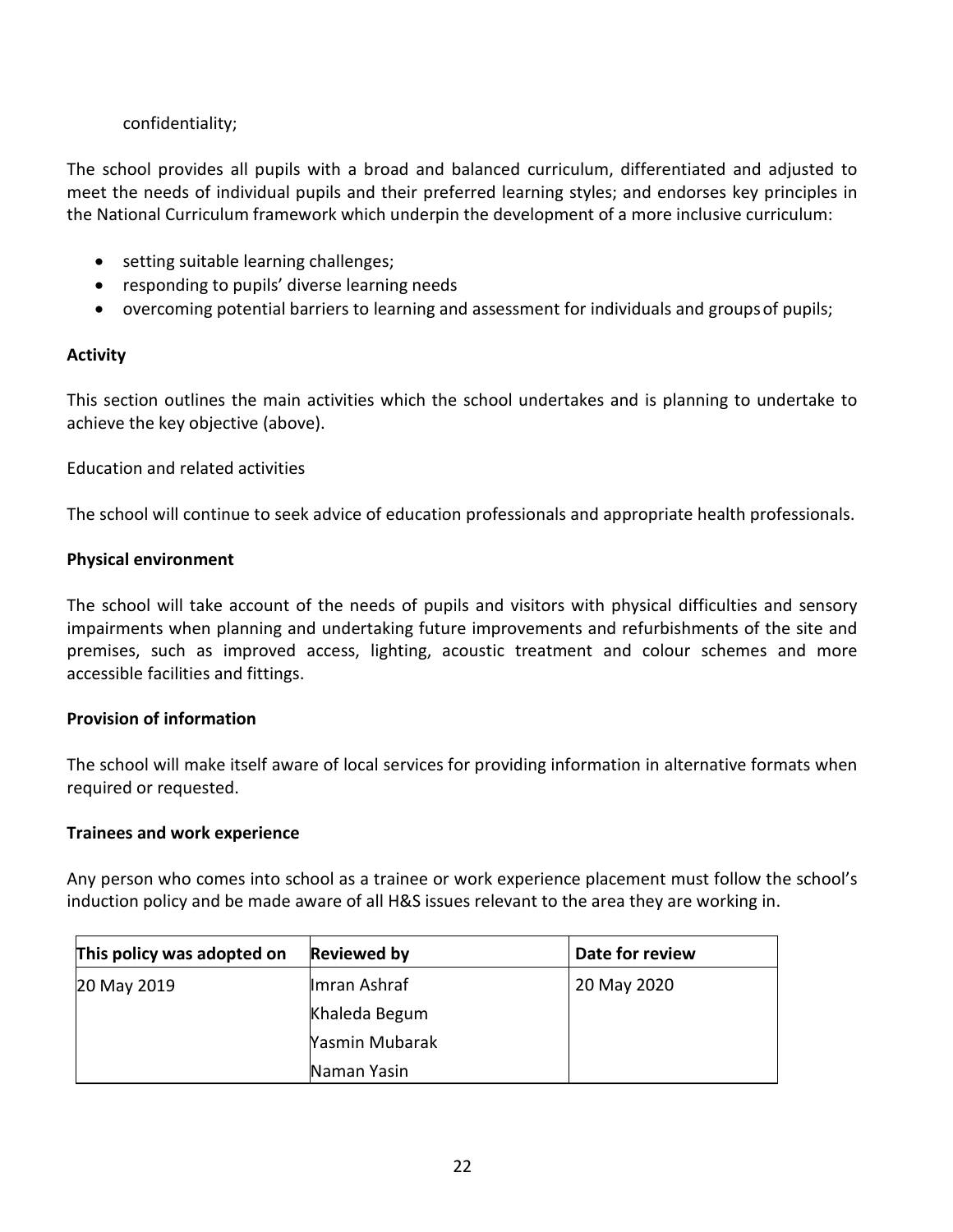confidentiality;

The school provides all pupils with a broad and balanced curriculum, differentiated and adjusted to meet the needs of individual pupils and their preferred learning styles; and endorses key principles in the National Curriculum framework which underpin the development of a more inclusive curriculum:

- setting suitable learning challenges;
- responding to pupils' diverse learning needs
- overcoming potential barriers to learning and assessment for individuals and groups of pupils;

**Activity**

This section outlines the main activities which the school undertakes and is planning to undertake to achieve the key objective (above).

Education and related activities

The school will continue to seek advice of education professionals and appropriate health professionals.

**Physical environment**

The school will take account of the needs of pupils and visitors with physical difficulties and sensory impairments when planning and undertaking future improvements and refurbishments of the site and premises, such as improved access, lighting, acoustic treatment and colour schemes and more accessible facilities and fittings.

**Provision of information**

The school will make itself aware of local services for providing information in alternative formats when required or requested.

**Trainees and work experience**

Any person who comes into school as a trainee or work experience placement must follow the school's induction policy and be made aware of all H&S issues relevant to the area they are working in.

| This policy was adopted on | Reviewed by | Date for review |
|---|---|---|
| 20 May 2019 | Imran Ashraf | 20 May 2020 |
| | Khaleda Begum | |
| | Yasmin Mubarak | |
| | Naman Yasin | |